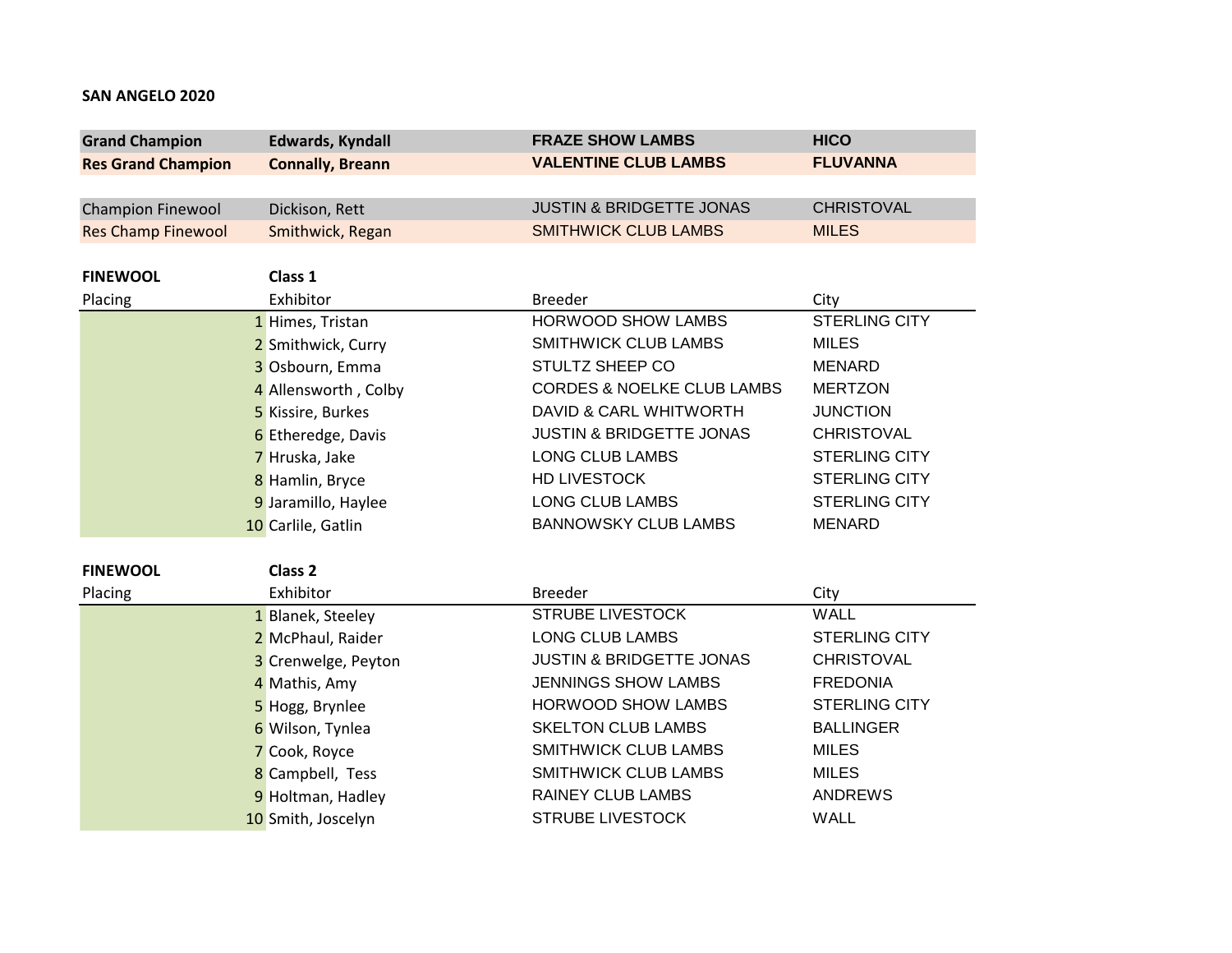**SAN ANGELO 2020**

| | | | |
|---|---|---|---|
| **Grand Champion** | **Edwards, Kyndall** | **FRAZE SHOW LAMBS** | **HICO** |
| **Res Grand Champion** | **Connally, Breann** | **VALENTINE CLUB LAMBS** | **FLUVANNA** |

| | | | |
|---|---|---|---|
| Champion Finewool | Dickison, Rett | JUSTIN & BRIDGETTE JONAS | CHRISTOVAL |
| Res Champ Finewool | Smithwick, Regan | SMITHWICK CLUB LAMBS | MILES |

**FINEWOOL** **Class 1**

| Placing | Exhibitor | Breeder | City |
|---|---|---|---|
| 1 | Himes, Tristan | HORWOOD SHOW LAMBS | STERLING CITY |
| 2 | Smithwick, Curry | SMITHWICK CLUB LAMBS | MILES |
| 3 | Osbourn, Emma | STULTZ SHEEP CO | MENARD |
| 4 | Allensworth , Colby | CORDES & NOELKE CLUB LAMBS | MERTZON |
| 5 | Kissire, Burkes | DAVID & CARL WHITWORTH | JUNCTION |
| 6 | Etheredge, Davis | JUSTIN & BRIDGETTE JONAS | CHRISTOVAL |
| 7 | Hruska, Jake | LONG CLUB LAMBS | STERLING CITY |
| 8 | Hamlin, Bryce | HD LIVESTOCK | STERLING CITY |
| 9 | Jaramillo, Haylee | LONG CLUB LAMBS | STERLING CITY |
| 10 | Carlile, Gatlin | BANNOWSKY CLUB LAMBS | MENARD |

**FINEWOOL** **Class 2**

| Placing | Exhibitor | Breeder | City |
|---|---|---|---|
| 1 | Blanek, Steeley | STRUBE LIVESTOCK | WALL |
| 2 | McPhaul, Raider | LONG CLUB LAMBS | STERLING CITY |
| 3 | Crenwelge, Peyton | JUSTIN & BRIDGETTE JONAS | CHRISTOVAL |
| 4 | Mathis, Amy | JENNINGS SHOW LAMBS | FREDONIA |
| 5 | Hogg, Brynlee | HORWOOD SHOW LAMBS | STERLING CITY |
| 6 | Wilson, Tynlea | SKELTON CLUB LAMBS | BALLINGER |
| 7 | Cook, Royce | SMITHWICK CLUB LAMBS | MILES |
| 8 | Campbell, Tess | SMITHWICK CLUB LAMBS | MILES |
| 9 | Holtman, Hadley | RAINEY CLUB LAMBS | ANDREWS |
| 10 | Smith, Joscelyn | STRUBE LIVESTOCK | WALL |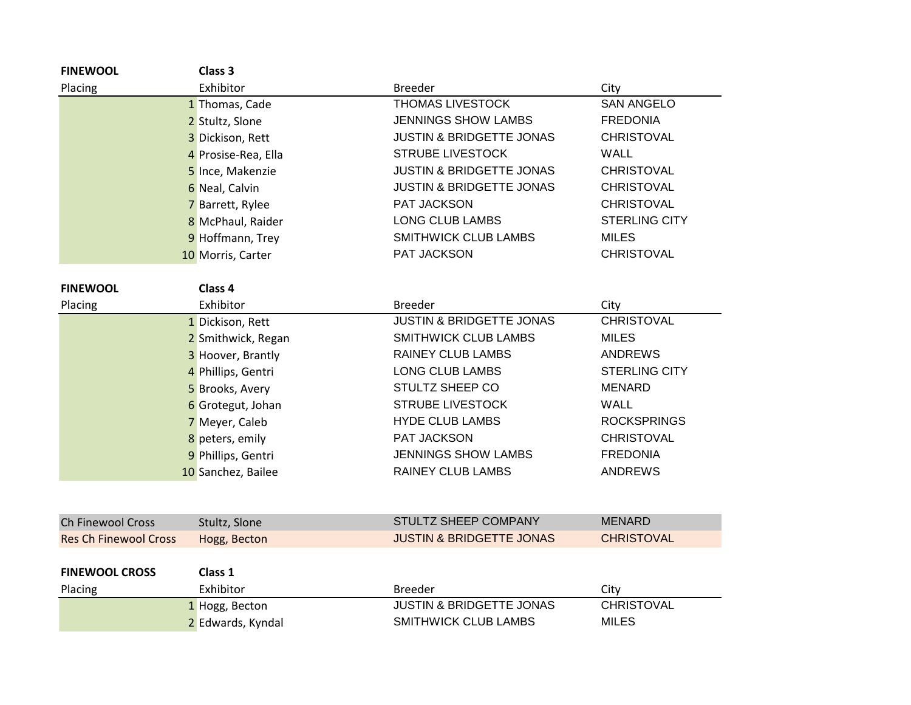| FINEWOOL | Class 3 | | |
|---|---|---|---|
| Placing | Exhibitor | Breeder | City |
| 1 | Thomas, Cade | THOMAS LIVESTOCK | SAN ANGELO |
| 2 | Stultz, Slone | JENNINGS SHOW LAMBS | FREDONIA |
| 3 | Dickison, Rett | JUSTIN & BRIDGETTE JONAS | CHRISTOVAL |
| 4 | Prosise-Rea, Ella | STRUBE LIVESTOCK | WALL |
| 5 | Ince, Makenzie | JUSTIN & BRIDGETTE JONAS | CHRISTOVAL |
| 6 | Neal, Calvin | JUSTIN & BRIDGETTE JONAS | CHRISTOVAL |
| 7 | Barrett, Rylee | PAT JACKSON | CHRISTOVAL |
| 8 | McPhaul, Raider | LONG CLUB LAMBS | STERLING CITY |
| 9 | Hoffmann, Trey | SMITHWICK CLUB LAMBS | MILES |
| 10 | Morris, Carter | PAT JACKSON | CHRISTOVAL |

| FINEWOOL | Class 4 | | |
|---|---|---|---|
| Placing | Exhibitor | Breeder | City |
| 1 | Dickison, Rett | JUSTIN & BRIDGETTE JONAS | CHRISTOVAL |
| 2 | Smithwick, Regan | SMITHWICK CLUB LAMBS | MILES |
| 3 | Hoover, Brantly | RAINEY CLUB LAMBS | ANDREWS |
| 4 | Phillips, Gentri | LONG CLUB LAMBS | STERLING CITY |
| 5 | Brooks, Avery | STULTZ SHEEP CO | MENARD |
| 6 | Grotegut, Johan | STRUBE LIVESTOCK | WALL |
| 7 | Meyer, Caleb | HYDE CLUB LAMBS | ROCKSPRINGS |
| 8 | peters, emily | PAT JACKSON | CHRISTOVAL |
| 9 | Phillips, Gentri | JENNINGS SHOW LAMBS | FREDONIA |
| 10 | Sanchez, Bailee | RAINEY CLUB LAMBS | ANDREWS |

| | | | |
|---|---|---|---|
| Ch Finewool Cross | Stultz, Slone | STULTZ SHEEP COMPANY | MENARD |
| Res Ch Finewool Cross | Hogg, Becton | JUSTIN & BRIDGETTE JONAS | CHRISTOVAL |

| FINEWOOL CROSS | Class 1 | | |
|---|---|---|---|
| Placing | Exhibitor | Breeder | City |
| 1 | Hogg, Becton | JUSTIN & BRIDGETTE JONAS | CHRISTOVAL |
| 2 | Edwards, Kyndal | SMITHWICK CLUB LAMBS | MILES |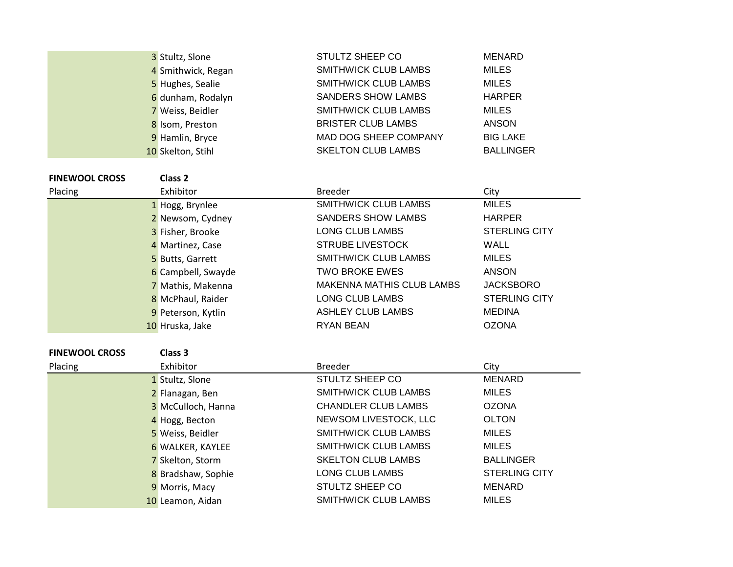| Placing | Exhibitor | Breeder | City |
|---|---|---|---|
| 3 | Stultz, Slone | STULTZ SHEEP CO | MENARD |
| 4 | Smithwick, Regan | SMITHWICK CLUB LAMBS | MILES |
| 5 | Hughes, Sealie | SMITHWICK CLUB LAMBS | MILES |
| 6 | dunham, Rodalyn | SANDERS SHOW LAMBS | HARPER |
| 7 | Weiss, Beidler | SMITHWICK CLUB LAMBS | MILES |
| 8 | Isom, Preston | BRISTER CLUB LAMBS | ANSON |
| 9 | Hamlin, Bryce | MAD DOG SHEEP COMPANY | BIG LAKE |
| 10 | Skelton, Stihl | SKELTON CLUB LAMBS | BALLINGER |

**FINEWOOL CROSS** **Class 2**

| Placing | Exhibitor | Breeder | City |
|---|---|---|---|
| 1 | Hogg, Brynlee | SMITHWICK CLUB LAMBS | MILES |
| 2 | Newsom, Cydney | SANDERS SHOW LAMBS | HARPER |
| 3 | Fisher, Brooke | LONG CLUB LAMBS | STERLING CITY |
| 4 | Martinez, Case | STRUBE LIVESTOCK | WALL |
| 5 | Butts, Garrett | SMITHWICK CLUB LAMBS | MILES |
| 6 | Campbell, Swayde | TWO BROKE EWES | ANSON |
| 7 | Mathis, Makenna | MAKENNA MATHIS CLUB LAMBS | JACKSBORO |
| 8 | McPhaul, Raider | LONG CLUB LAMBS | STERLING CITY |
| 9 | Peterson, Kytlin | ASHLEY CLUB LAMBS | MEDINA |
| 10 | Hruska, Jake | RYAN BEAN | OZONA |

**FINEWOOL CROSS** **Class 3**

| Placing | Exhibitor | Breeder | City |
|---|---|---|---|
| 1 | Stultz, Slone | STULTZ SHEEP CO | MENARD |
| 2 | Flanagan, Ben | SMITHWICK CLUB LAMBS | MILES |
| 3 | McCulloch, Hanna | CHANDLER CLUB LAMBS | OZONA |
| 4 | Hogg, Becton | NEWSOM LIVESTOCK, LLC | OLTON |
| 5 | Weiss, Beidler | SMITHWICK CLUB LAMBS | MILES |
| 6 | WALKER, KAYLEE | SMITHWICK CLUB LAMBS | MILES |
| 7 | Skelton, Storm | SKELTON CLUB LAMBS | BALLINGER |
| 8 | Bradshaw, Sophie | LONG CLUB LAMBS | STERLING CITY |
| 9 | Morris, Macy | STULTZ SHEEP CO | MENARD |
| 10 | Leamon, Aidan | SMITHWICK CLUB LAMBS | MILES |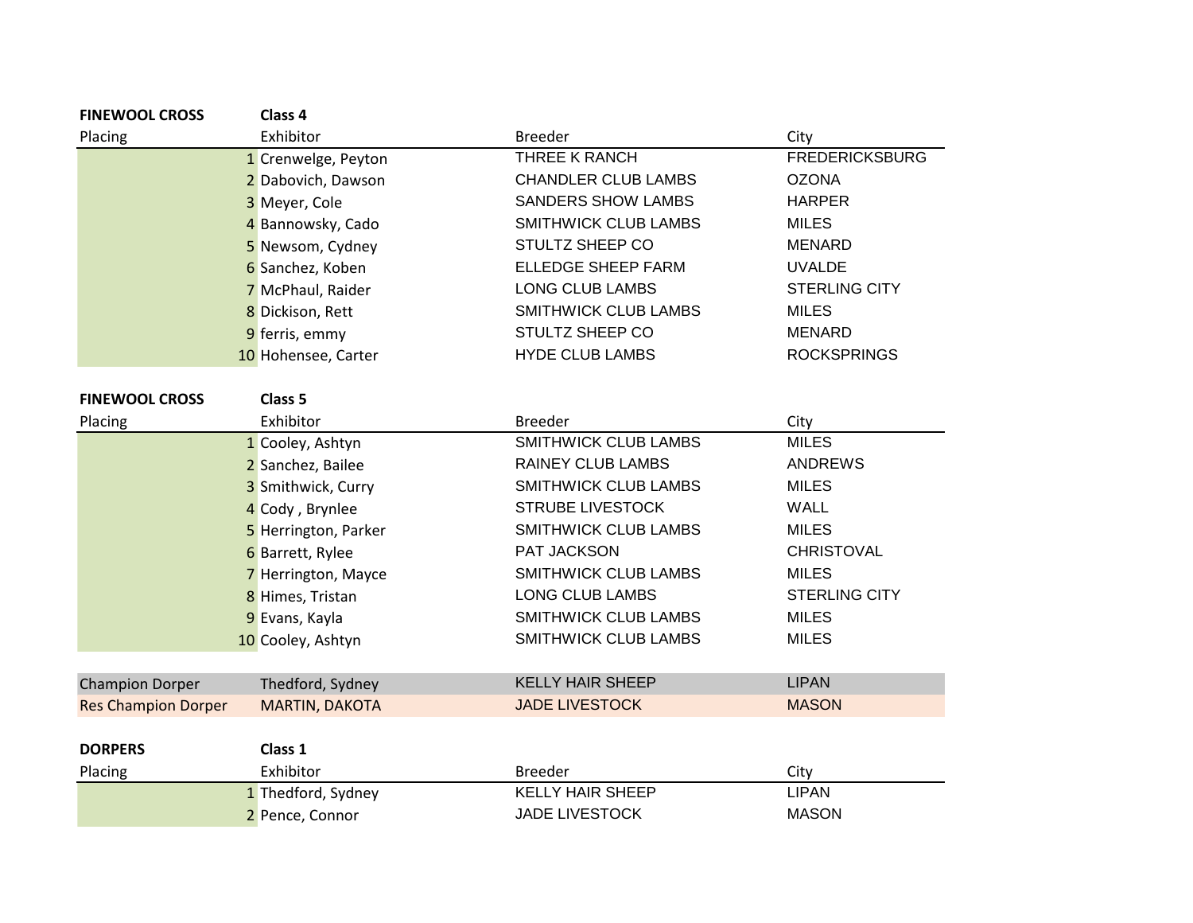| **FINEWOOL CROSS** | **Class 4** | | |
|---|---|---|---|
| Placing | Exhibitor | Breeder | City |
| 1 | Crenwelge, Peyton | THREE K RANCH | FREDERICKSBURG |
| 2 | Dabovich, Dawson | CHANDLER CLUB LAMBS | OZONA |
| 3 | Meyer, Cole | SANDERS SHOW LAMBS | HARPER |
| 4 | Bannowsky, Cado | SMITHWICK CLUB LAMBS | MILES |
| 5 | Newsom, Cydney | STULTZ SHEEP CO | MENARD |
| 6 | Sanchez, Koben | ELLEDGE SHEEP FARM | UVALDE |
| 7 | McPhaul, Raider | LONG CLUB LAMBS | STERLING CITY |
| 8 | Dickison, Rett | SMITHWICK CLUB LAMBS | MILES |
| 9 | ferris, emmy | STULTZ SHEEP CO | MENARD |
| 10 | Hohensee, Carter | HYDE CLUB LAMBS | ROCKSPRINGS |

| **FINEWOOL CROSS** | **Class 5** | | |
|---|---|---|---|
| Placing | Exhibitor | Breeder | City |
| 1 | Cooley, Ashtyn | SMITHWICK CLUB LAMBS | MILES |
| 2 | Sanchez, Bailee | RAINEY CLUB LAMBS | ANDREWS |
| 3 | Smithwick, Curry | SMITHWICK CLUB LAMBS | MILES |
| 4 | Cody , Brynlee | STRUBE LIVESTOCK | WALL |
| 5 | Herrington, Parker | SMITHWICK CLUB LAMBS | MILES |
| 6 | Barrett, Rylee | PAT JACKSON | CHRISTOVAL |
| 7 | Herrington, Mayce | SMITHWICK CLUB LAMBS | MILES |
| 8 | Himes, Tristan | LONG CLUB LAMBS | STERLING CITY |
| 9 | Evans, Kayla | SMITHWICK CLUB LAMBS | MILES |
| 10 | Cooley, Ashtyn | SMITHWICK CLUB LAMBS | MILES |

| | | | |
|---|---|---|---|
| Champion Dorper | Thedford, Sydney | KELLY HAIR SHEEP | LIPAN |
| Res Champion Dorper | MARTIN, DAKOTA | JADE LIVESTOCK | MASON |

| **DORPERS** | **Class 1** | | |
|---|---|---|---|
| Placing | Exhibitor | Breeder | City |
| 1 | Thedford, Sydney | KELLY HAIR SHEEP | LIPAN |
| 2 | Pence, Connor | JADE LIVESTOCK | MASON |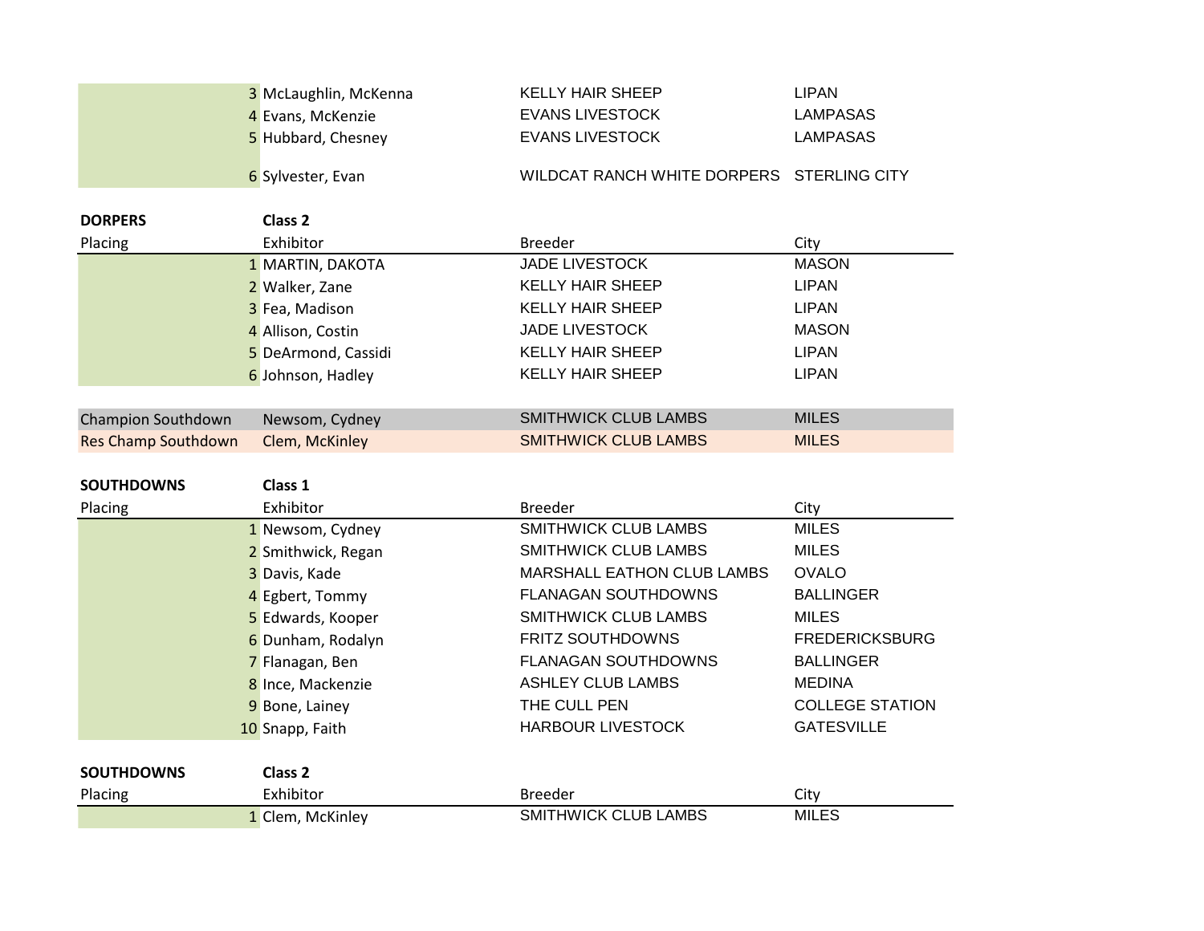| | | | |
|---|---|---|---|
| 3 | McLaughlin, McKenna | KELLY HAIR SHEEP | LIPAN |
| 4 | Evans, McKenzie | EVANS LIVESTOCK | LAMPASAS |
| 5 | Hubbard, Chesney | EVANS LIVESTOCK | LAMPASAS |
| 6 | Sylvester, Evan | WILDCAT RANCH WHITE DORPERS | STERLING CITY |

**DORPERS** **Class 2**

| Placing | Exhibitor | Breeder | City |
|---|---|---|---|
| 1 | MARTIN, DAKOTA | JADE LIVESTOCK | MASON |
| 2 | Walker, Zane | KELLY HAIR SHEEP | LIPAN |
| 3 | Fea, Madison | KELLY HAIR SHEEP | LIPAN |
| 4 | Allison, Costin | JADE LIVESTOCK | MASON |
| 5 | DeArmond, Cassidi | KELLY HAIR SHEEP | LIPAN |
| 6 | Johnson, Hadley | KELLY HAIR SHEEP | LIPAN |

| | | | |
|---|---|---|---|
| Champion Southdown | Newsom, Cydney | SMITHWICK CLUB LAMBS | MILES |
| Res Champ Southdown | Clem, McKinley | SMITHWICK CLUB LAMBS | MILES |

**SOUTHDOWNS** **Class 1**

| Placing | Exhibitor | Breeder | City |
|---|---|---|---|
| 1 | Newsom, Cydney | SMITHWICK CLUB LAMBS | MILES |
| 2 | Smithwick, Regan | SMITHWICK CLUB LAMBS | MILES |
| 3 | Davis, Kade | MARSHALL EATHON CLUB LAMBS | OVALO |
| 4 | Egbert, Tommy | FLANAGAN SOUTHDOWNS | BALLINGER |
| 5 | Edwards, Kooper | SMITHWICK CLUB LAMBS | MILES |
| 6 | Dunham, Rodalyn | FRITZ SOUTHDOWNS | FREDERICKSBURG |
| 7 | Flanagan, Ben | FLANAGAN SOUTHDOWNS | BALLINGER |
| 8 | Ince, Mackenzie | ASHLEY CLUB LAMBS | MEDINA |
| 9 | Bone, Lainey | THE CULL PEN | COLLEGE STATION |
| 10 | Snapp, Faith | HARBOUR LIVESTOCK | GATESVILLE |

**SOUTHDOWNS** **Class 2**

| Placing | Exhibitor | Breeder | City |
|---|---|---|---|
| 1 | Clem, McKinley | SMITHWICK CLUB LAMBS | MILES |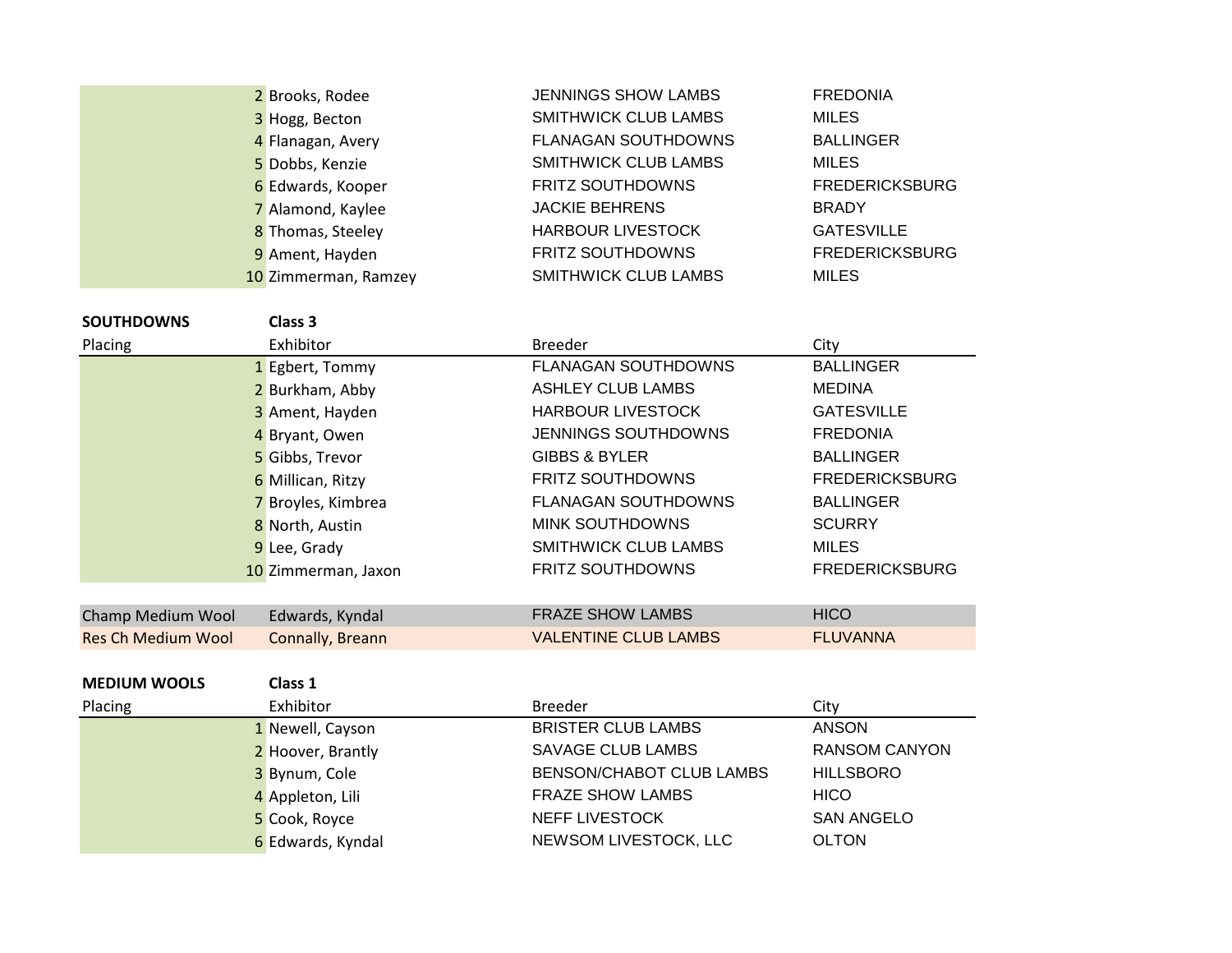| Placing | Exhibitor | Breeder | City |
|---|---|---|---|
| 2 | Brooks, Rodee | JENNINGS SHOW LAMBS | FREDONIA |
| 3 | Hogg, Becton | SMITHWICK CLUB LAMBS | MILES |
| 4 | Flanagan, Avery | FLANAGAN SOUTHDOWNS | BALLINGER |
| 5 | Dobbs, Kenzie | SMITHWICK CLUB LAMBS | MILES |
| 6 | Edwards, Kooper | FRITZ SOUTHDOWNS | FREDERICKSBURG |
| 7 | Alamond, Kaylee | JACKIE BEHRENS | BRADY |
| 8 | Thomas, Steeley | HARBOUR LIVESTOCK | GATESVILLE |
| 9 | Ament, Hayden | FRITZ SOUTHDOWNS | FREDERICKSBURG |
| 10 | Zimmerman, Ramzey | SMITHWICK CLUB LAMBS | MILES |

**SOUTHDOWNS** **Class 3**

| Placing | Exhibitor | Breeder | City |
|---|---|---|---|
| 1 | Egbert, Tommy | FLANAGAN SOUTHDOWNS | BALLINGER |
| 2 | Burkham, Abby | ASHLEY CLUB LAMBS | MEDINA |
| 3 | Ament, Hayden | HARBOUR LIVESTOCK | GATESVILLE |
| 4 | Bryant, Owen | JENNINGS SOUTHDOWNS | FREDONIA |
| 5 | Gibbs, Trevor | GIBBS & BYLER | BALLINGER |
| 6 | Millican, Ritzy | FRITZ SOUTHDOWNS | FREDERICKSBURG |
| 7 | Broyles, Kimbrea | FLANAGAN SOUTHDOWNS | BALLINGER |
| 8 | North, Austin | MINK SOUTHDOWNS | SCURRY |
| 9 | Lee, Grady | SMITHWICK CLUB LAMBS | MILES |
| 10 | Zimmerman, Jaxon | FRITZ SOUTHDOWNS | FREDERICKSBURG |

| | | | |
|---|---|---|---|
| Champ Medium Wool | Edwards, Kyndal | FRAZE SHOW LAMBS | HICO |
| Res Ch Medium Wool | Connally, Breann | VALENTINE CLUB LAMBS | FLUVANNA |

**MEDIUM WOOLS** **Class 1**

| Placing | Exhibitor | Breeder | City |
|---|---|---|---|
| 1 | Newell, Cayson | BRISTER CLUB LAMBS | ANSON |
| 2 | Hoover, Brantly | SAVAGE CLUB LAMBS | RANSOM CANYON |
| 3 | Bynum, Cole | BENSON/CHABOT CLUB LAMBS | HILLSBORO |
| 4 | Appleton, Lili | FRAZE SHOW LAMBS | HICO |
| 5 | Cook, Royce | NEFF LIVESTOCK | SAN ANGELO |
| 6 | Edwards, Kyndal | NEWSOM LIVESTOCK, LLC | OLTON |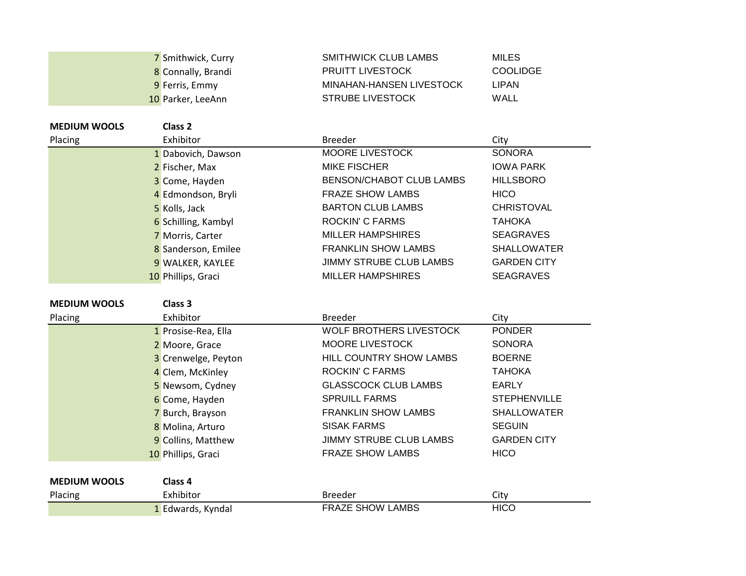| | | | |
|---|---|---|---|
| 7 | Smithwick, Curry | SMITHWICK CLUB LAMBS | MILES |
| 8 | Connally, Brandi | PRUITT LIVESTOCK | COOLIDGE |
| 9 | Ferris, Emmy | MINAHAN-HANSEN LIVESTOCK | LIPAN |
| 10 | Parker, LeeAnn | STRUBE LIVESTOCK | WALL |

**MEDIUM WOOLS** **Class 2**

| Placing | Exhibitor | Breeder | City |
|---|---|---|---|
| 1 | Dabovich, Dawson | MOORE LIVESTOCK | SONORA |
| 2 | Fischer, Max | MIKE FISCHER | IOWA PARK |
| 3 | Come, Hayden | BENSON/CHABOT CLUB LAMBS | HILLSBORO |
| 4 | Edmondson, Bryli | FRAZE SHOW LAMBS | HICO |
| 5 | Kolls, Jack | BARTON CLUB LAMBS | CHRISTOVAL |
| 6 | Schilling, Kambyl | ROCKIN' C FARMS | TAHOKA |
| 7 | Morris, Carter | MILLER HAMPSHIRES | SEAGRAVES |
| 8 | Sanderson, Emilee | FRANKLIN SHOW LAMBS | SHALLOWATER |
| 9 | WALKER, KAYLEE | JIMMY STRUBE CLUB LAMBS | GARDEN CITY |
| 10 | Phillips, Graci | MILLER HAMPSHIRES | SEAGRAVES |

**MEDIUM WOOLS** **Class 3**

| Placing | Exhibitor | Breeder | City |
|---|---|---|---|
| 1 | Prosise-Rea, Ella | WOLF BROTHERS LIVESTOCK | PONDER |
| 2 | Moore, Grace | MOORE LIVESTOCK | SONORA |
| 3 | Crenwelge, Peyton | HILL COUNTRY SHOW LAMBS | BOERNE |
| 4 | Clem, McKinley | ROCKIN' C FARMS | TAHOKA |
| 5 | Newsom, Cydney | GLASSCOCK CLUB LAMBS | EARLY |
| 6 | Come, Hayden | SPRUILL FARMS | STEPHENVILLE |
| 7 | Burch, Brayson | FRANKLIN SHOW LAMBS | SHALLOWATER |
| 8 | Molina, Arturo | SISAK FARMS | SEGUIN |
| 9 | Collins, Matthew | JIMMY STRUBE CLUB LAMBS | GARDEN CITY |
| 10 | Phillips, Graci | FRAZE SHOW LAMBS | HICO |

**MEDIUM WOOLS** **Class 4**

| Placing | Exhibitor | Breeder | City |
|---|---|---|---|
| 1 | Edwards, Kyndal | FRAZE SHOW LAMBS | HICO |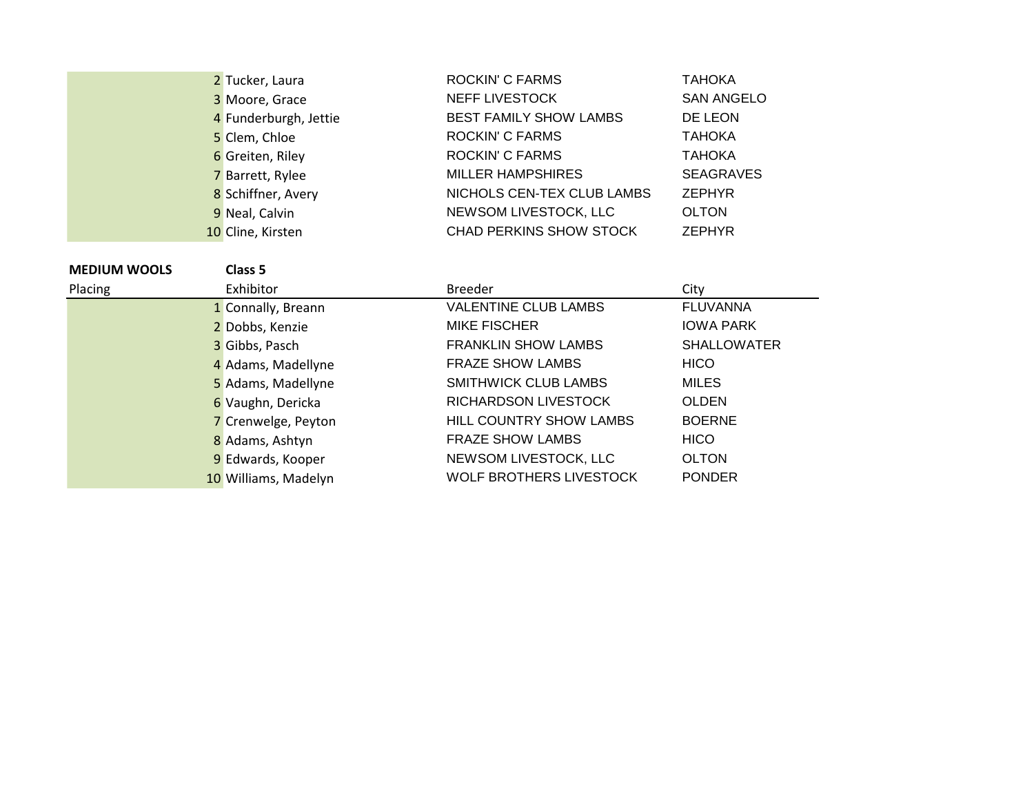| | | | |
|---|---|---|---|
| 2 | Tucker, Laura | ROCKIN' C FARMS | TAHOKA |
| 3 | Moore, Grace | NEFF LIVESTOCK | SAN ANGELO |
| 4 | Funderburgh, Jettie | BEST FAMILY SHOW LAMBS | DE LEON |
| 5 | Clem, Chloe | ROCKIN' C FARMS | TAHOKA |
| 6 | Greiten, Riley | ROCKIN' C FARMS | TAHOKA |
| 7 | Barrett, Rylee | MILLER HAMPSHIRES | SEAGRAVES |
| 8 | Schiffner, Avery | NICHOLS CEN-TEX CLUB LAMBS | ZEPHYR |
| 9 | Neal, Calvin | NEWSOM LIVESTOCK, LLC | OLTON |
| 10 | Cline, Kirsten | CHAD PERKINS SHOW STOCK | ZEPHYR |

**MEDIUM WOOLS** **Class 5**

| Placing | Exhibitor | Breeder | City |
|---|---|---|---|
| 1 | Connally, Breann | VALENTINE CLUB LAMBS | FLUVANNA |
| 2 | Dobbs, Kenzie | MIKE FISCHER | IOWA PARK |
| 3 | Gibbs, Pasch | FRANKLIN SHOW LAMBS | SHALLOWATER |
| 4 | Adams, Madellyne | FRAZE SHOW LAMBS | HICO |
| 5 | Adams, Madellyne | SMITHWICK CLUB LAMBS | MILES |
| 6 | Vaughn, Dericka | RICHARDSON LIVESTOCK | OLDEN |
| 7 | Crenwelge, Peyton | HILL COUNTRY SHOW LAMBS | BOERNE |
| 8 | Adams, Ashtyn | FRAZE SHOW LAMBS | HICO |
| 9 | Edwards, Kooper | NEWSOM LIVESTOCK, LLC | OLTON |
| 10 | Williams, Madelyn | WOLF BROTHERS LIVESTOCK | PONDER |